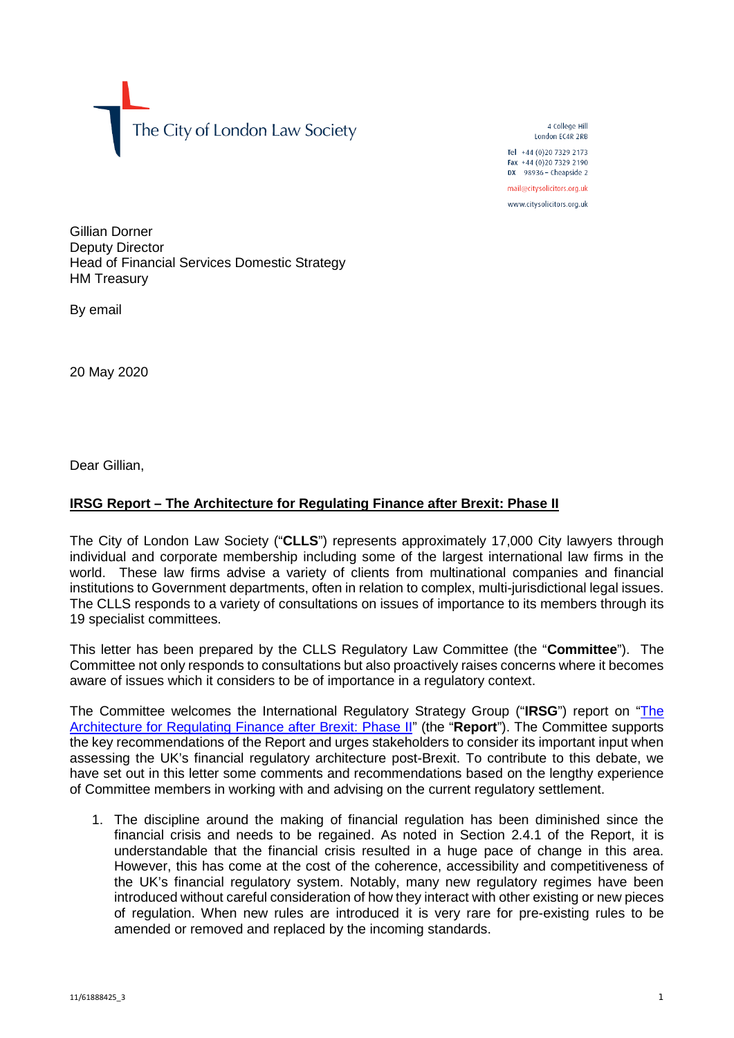The City of London Law Society

4 College Hill
London EC4R 2RB

Tel +44 (0)20 7329 2173
Fax +44 (0)20 7329 2190
DX 98936 – Cheapside 2

mail@citysolicitors.org.uk

www.citysolicitors.org.uk

Gillian Dorner
Deputy Director
Head of Financial Services Domestic Strategy
HM Treasury

By email

20 May 2020

Dear Gillian,

**IRSG Report – The Architecture for Regulating Finance after Brexit: Phase II**

The City of London Law Society ("**CLLS**") represents approximately 17,000 City lawyers through individual and corporate membership including some of the largest international law firms in the world. These law firms advise a variety of clients from multinational companies and financial institutions to Government departments, often in relation to complex, multi-jurisdictional legal issues. The CLLS responds to a variety of consultations on issues of importance to its members through its 19 specialist committees.

This letter has been prepared by the CLLS Regulatory Law Committee (the "**Committee**"). The Committee not only responds to consultations but also proactively raises concerns where it becomes aware of issues which it considers to be of importance in a regulatory context.

The Committee welcomes the International Regulatory Strategy Group ("**IRSG**") report on "The Architecture for Regulating Finance after Brexit: Phase II" (the "**Report**"). The Committee supports the key recommendations of the Report and urges stakeholders to consider its important input when assessing the UK's financial regulatory architecture post-Brexit. To contribute to this debate, we have set out in this letter some comments and recommendations based on the lengthy experience of Committee members in working with and advising on the current regulatory settlement.

1. The discipline around the making of financial regulation has been diminished since the financial crisis and needs to be regained. As noted in Section 2.4.1 of the Report, it is understandable that the financial crisis resulted in a huge pace of change in this area. However, this has come at the cost of the coherence, accessibility and competitiveness of the UK's financial regulatory system. Notably, many new regulatory regimes have been introduced without careful consideration of how they interact with other existing or new pieces of regulation. When new rules are introduced it is very rare for pre-existing rules to be amended or removed and replaced by the incoming standards.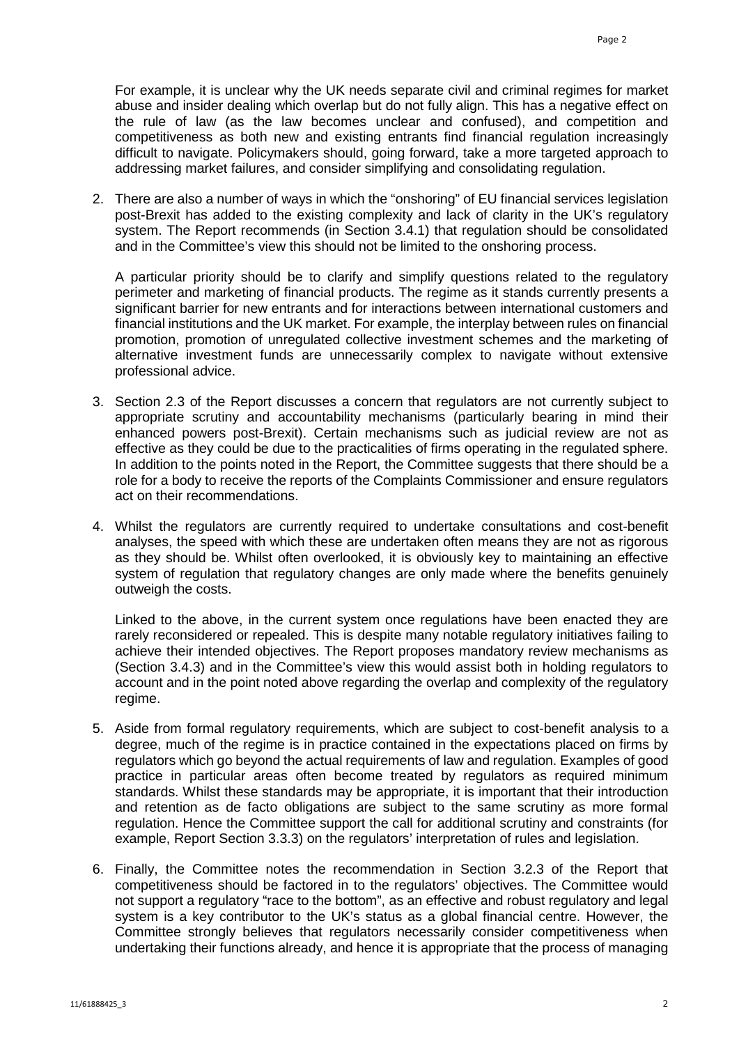For example, it is unclear why the UK needs separate civil and criminal regimes for market abuse and insider dealing which overlap but do not fully align. This has a negative effect on the rule of law (as the law becomes unclear and confused), and competition and competitiveness as both new and existing entrants find financial regulation increasingly difficult to navigate. Policymakers should, going forward, take a more targeted approach to addressing market failures, and consider simplifying and consolidating regulation.

2. There are also a number of ways in which the "onshoring" of EU financial services legislation post-Brexit has added to the existing complexity and lack of clarity in the UK's regulatory system. The Report recommends (in Section 3.4.1) that regulation should be consolidated and in the Committee's view this should not be limited to the onshoring process.

   A particular priority should be to clarify and simplify questions related to the regulatory perimeter and marketing of financial products. The regime as it stands currently presents a significant barrier for new entrants and for interactions between international customers and financial institutions and the UK market. For example, the interplay between rules on financial promotion, promotion of unregulated collective investment schemes and the marketing of alternative investment funds are unnecessarily complex to navigate without extensive professional advice.

3. Section 2.3 of the Report discusses a concern that regulators are not currently subject to appropriate scrutiny and accountability mechanisms (particularly bearing in mind their enhanced powers post-Brexit). Certain mechanisms such as judicial review are not as effective as they could be due to the practicalities of firms operating in the regulated sphere. In addition to the points noted in the Report, the Committee suggests that there should be a role for a body to receive the reports of the Complaints Commissioner and ensure regulators act on their recommendations.

4. Whilst the regulators are currently required to undertake consultations and cost-benefit analyses, the speed with which these are undertaken often means they are not as rigorous as they should be. Whilst often overlooked, it is obviously key to maintaining an effective system of regulation that regulatory changes are only made where the benefits genuinely outweigh the costs.

   Linked to the above, in the current system once regulations have been enacted they are rarely reconsidered or repealed. This is despite many notable regulatory initiatives failing to achieve their intended objectives. The Report proposes mandatory review mechanisms as (Section 3.4.3) and in the Committee's view this would assist both in holding regulators to account and in the point noted above regarding the overlap and complexity of the regulatory regime.

5. Aside from formal regulatory requirements, which are subject to cost-benefit analysis to a degree, much of the regime is in practice contained in the expectations placed on firms by regulators which go beyond the actual requirements of law and regulation. Examples of good practice in particular areas often become treated by regulators as required minimum standards. Whilst these standards may be appropriate, it is important that their introduction and retention as de facto obligations are subject to the same scrutiny as more formal regulation. Hence the Committee support the call for additional scrutiny and constraints (for example, Report Section 3.3.3) on the regulators' interpretation of rules and legislation.

6. Finally, the Committee notes the recommendation in Section 3.2.3 of the Report that competitiveness should be factored in to the regulators' objectives. The Committee would not support a regulatory "race to the bottom", as an effective and robust regulatory and legal system is a key contributor to the UK's status as a global financial centre. However, the Committee strongly believes that regulators necessarily consider competitiveness when undertaking their functions already, and hence it is appropriate that the process of managing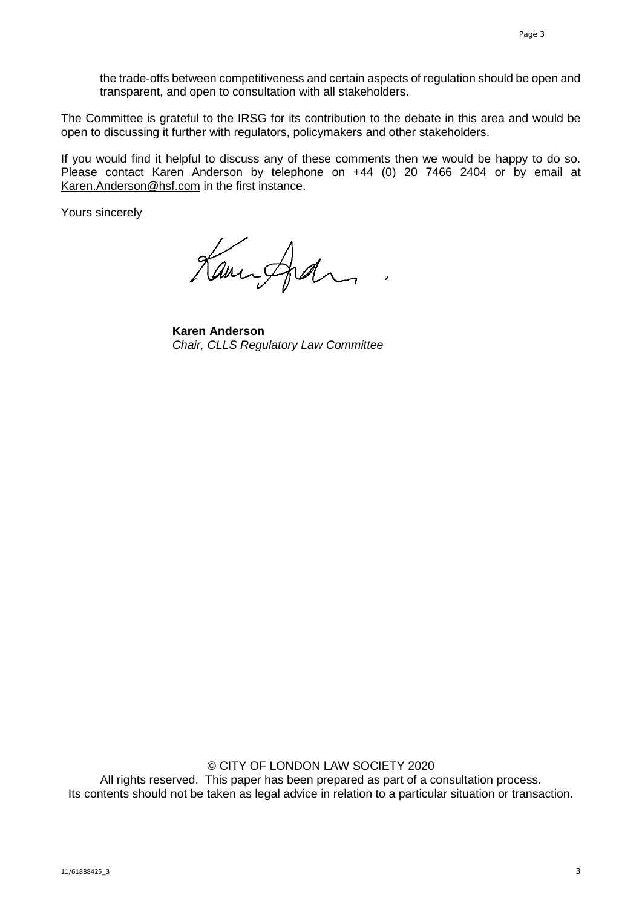the trade-offs between competitiveness and certain aspects of regulation should be open and transparent, and open to consultation with all stakeholders.

The Committee is grateful to the IRSG for its contribution to the debate in this area and would be open to discussing it further with regulators, policymakers and other stakeholders.

If you would find it helpful to discuss any of these comments then we would be happy to do so. Please contact Karen Anderson by telephone on +44 (0) 20 7466 2404 or by email at Karen.Anderson@hsf.com in the first instance.

Yours sincerely

**Karen Anderson**
*Chair, CLLS Regulatory Law Committee*

© CITY OF LONDON LAW SOCIETY 2020
All rights reserved. This paper has been prepared as part of a consultation process.
Its contents should not be taken as legal advice in relation to a particular situation or transaction.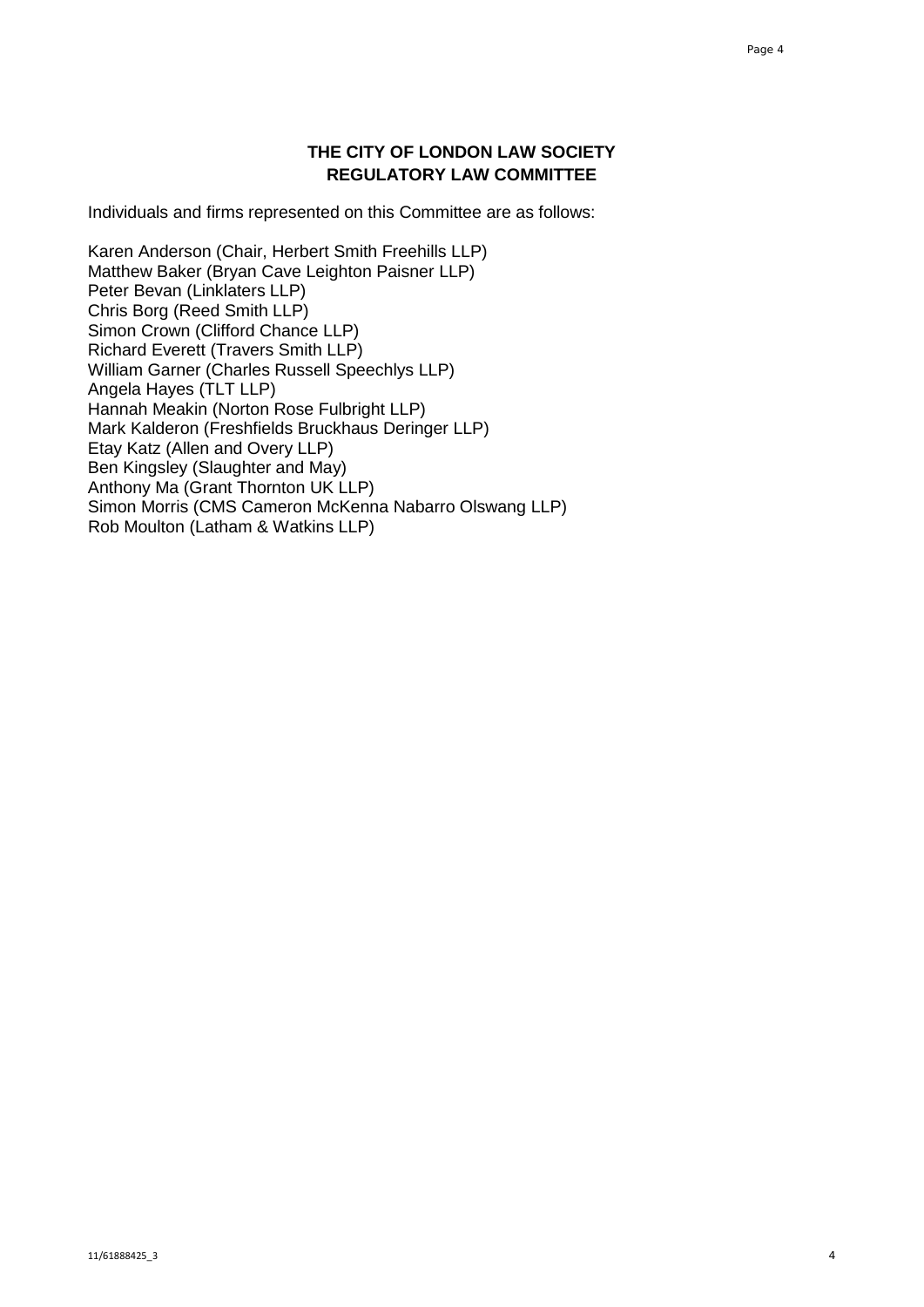**THE CITY OF LONDON LAW SOCIETY**
**REGULATORY LAW COMMITTEE**

Individuals and firms represented on this Committee are as follows:

Karen Anderson (Chair, Herbert Smith Freehills LLP)
Matthew Baker (Bryan Cave Leighton Paisner LLP)
Peter Bevan (Linklaters LLP)
Chris Borg (Reed Smith LLP)
Simon Crown (Clifford Chance LLP)
Richard Everett (Travers Smith LLP)
William Garner (Charles Russell Speechlys LLP)
Angela Hayes (TLT LLP)
Hannah Meakin (Norton Rose Fulbright LLP)
Mark Kalderon (Freshfields Bruckhaus Deringer LLP)
Etay Katz (Allen and Overy LLP)
Ben Kingsley (Slaughter and May)
Anthony Ma (Grant Thornton UK LLP)
Simon Morris (CMS Cameron McKenna Nabarro Olswang LLP)
Rob Moulton (Latham & Watkins LLP)